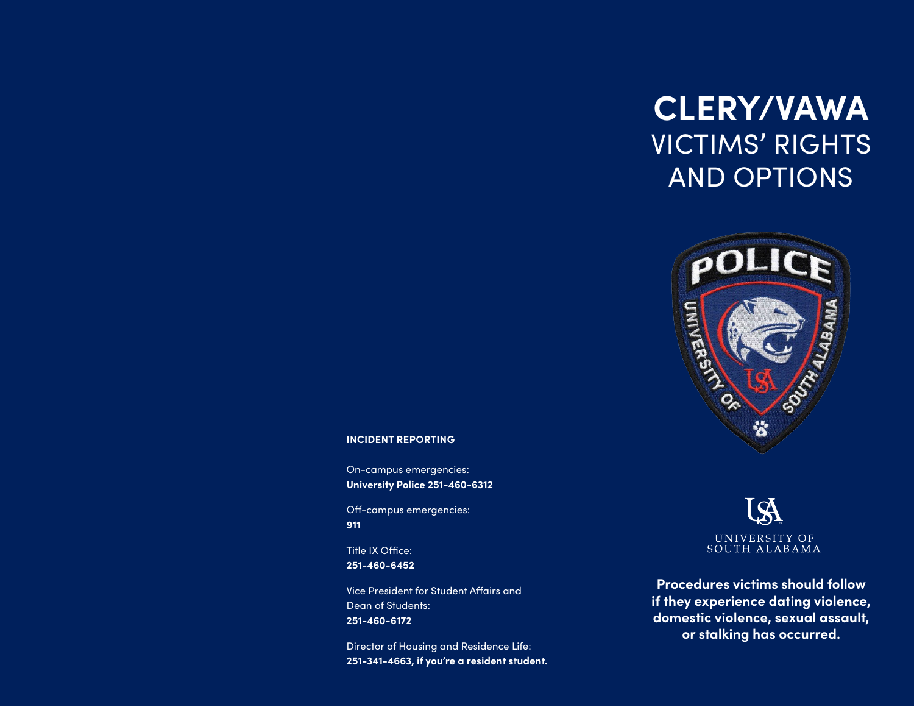# CLERY/VAWA VICTIMS' RIGHTS AND OPTIONS

UNIVERSITY OF SOUTH ALABAMA

**Procedures victims should follow if they experience dating violence, domestic violence, sexual assault, or stalking has occurred.**

**INCIDENT REPORTING**

On-campus emergencies:
**University Police 251-460-6312**

Off-campus emergencies:
**911**

Title IX Office:
**251-460-6452**

Vice President for Student Affairs and Dean of Students:
**251-460-6172**

Director of Housing and Residence Life:
**251-341-4663, if you're a resident student.**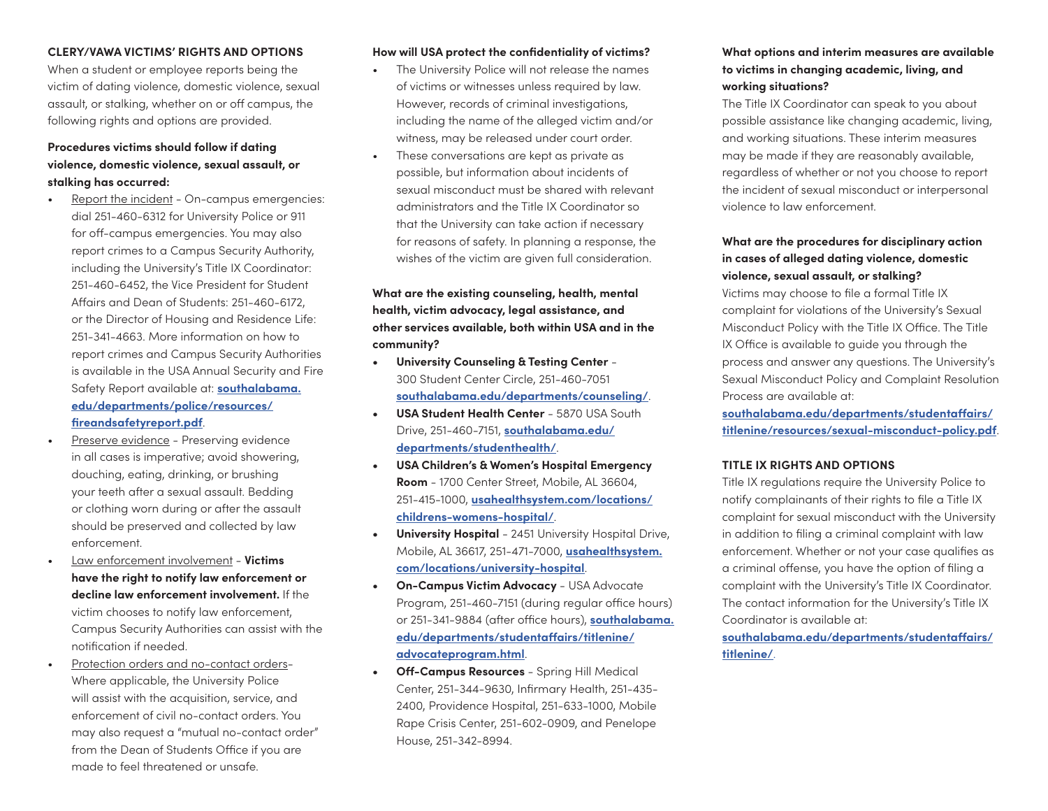## CLERY/VAWA VICTIMS' RIGHTS AND OPTIONS

When a student or employee reports being the victim of dating violence, domestic violence, sexual assault, or stalking, whether on or off campus, the following rights and options are provided.

### Procedures victims should follow if dating violence, domestic violence, sexual assault, or stalking has occurred:

- Report the incident - On-campus emergencies: dial 251-460-6312 for University Police or 911 for off-campus emergencies. You may also report crimes to a Campus Security Authority, including the University's Title IX Coordinator: 251-460-6452, the Vice President for Student Affairs and Dean of Students: 251-460-6172, or the Director of Housing and Residence Life: 251-341-4663. More information on how to report crimes and Campus Security Authorities is available in the USA Annual Security and Fire Safety Report available at: **southalabama.edu/departments/police/resources/fireandsafetyreport.pdf**.
- Preserve evidence - Preserving evidence in all cases is imperative; avoid showering, douching, eating, drinking, or brushing your teeth after a sexual assault. Bedding or clothing worn during or after the assault should be preserved and collected by law enforcement.
- Law enforcement involvement - **Victims have the right to notify law enforcement or decline law enforcement involvement.** If the victim chooses to notify law enforcement, Campus Security Authorities can assist with the notification if needed.
- Protection orders and no-contact orders- Where applicable, the University Police will assist with the acquisition, service, and enforcement of civil no-contact orders. You may also request a "mutual no-contact order" from the Dean of Students Office if you are made to feel threatened or unsafe.

### How will USA protect the confidentiality of victims?

- The University Police will not release the names of victims or witnesses unless required by law. However, records of criminal investigations, including the name of the alleged victim and/or witness, may be released under court order.
- These conversations are kept as private as possible, but information about incidents of sexual misconduct must be shared with relevant administrators and the Title IX Coordinator so that the University can take action if necessary for reasons of safety. In planning a response, the wishes of the victim are given full consideration.

### What are the existing counseling, health, mental health, victim advocacy, legal assistance, and other services available, both within USA and in the community?

- **University Counseling & Testing Center** - 300 Student Center Circle, 251-460-7051 **southalabama.edu/departments/counseling/**.
- **USA Student Health Center** - 5870 USA South Drive, 251-460-7151, **southalabama.edu/departments/studenthealth/**.
- **USA Children's & Women's Hospital Emergency Room** - 1700 Center Street, Mobile, AL 36604, 251-415-1000, **usahealthsystem.com/locations/childrens-womens-hospital/**.
- **University Hospital** - 2451 University Hospital Drive, Mobile, AL 36617, 251-471-7000, **usahealthsystem.com/locations/university-hospital**.
- **On-Campus Victim Advocacy** - USA Advocate Program, 251-460-7151 (during regular office hours) or 251-341-9884 (after office hours), **southalabama.edu/departments/studentaffairs/titlenine/advocateprogram.html**.
- **Off-Campus Resources** - Spring Hill Medical Center, 251-344-9630, Infirmary Health, 251-435-2400, Providence Hospital, 251-633-1000, Mobile Rape Crisis Center, 251-602-0909, and Penelope House, 251-342-8994.

### What options and interim measures are available to victims in changing academic, living, and working situations?

The Title IX Coordinator can speak to you about possible assistance like changing academic, living, and working situations. These interim measures may be made if they are reasonably available, regardless of whether or not you choose to report the incident of sexual misconduct or interpersonal violence to law enforcement.

### What are the procedures for disciplinary action in cases of alleged dating violence, domestic violence, sexual assault, or stalking?

Victims may choose to file a formal Title IX complaint for violations of the University's Sexual Misconduct Policy with the Title IX Office. The Title IX Office is available to guide you through the process and answer any questions. The University's Sexual Misconduct Policy and Complaint Resolution Process are available at:

**southalabama.edu/departments/studentaffairs/titlenine/resources/sexual-misconduct-policy.pdf**.

## TITLE IX RIGHTS AND OPTIONS

Title IX regulations require the University Police to notify complainants of their rights to file a Title IX complaint for sexual misconduct with the University in addition to filing a criminal complaint with law enforcement. Whether or not your case qualifies as a criminal offense, you have the option of filing a complaint with the University's Title IX Coordinator. The contact information for the University's Title IX Coordinator is available at:

**southalabama.edu/departments/studentaffairs/titlenine/**.